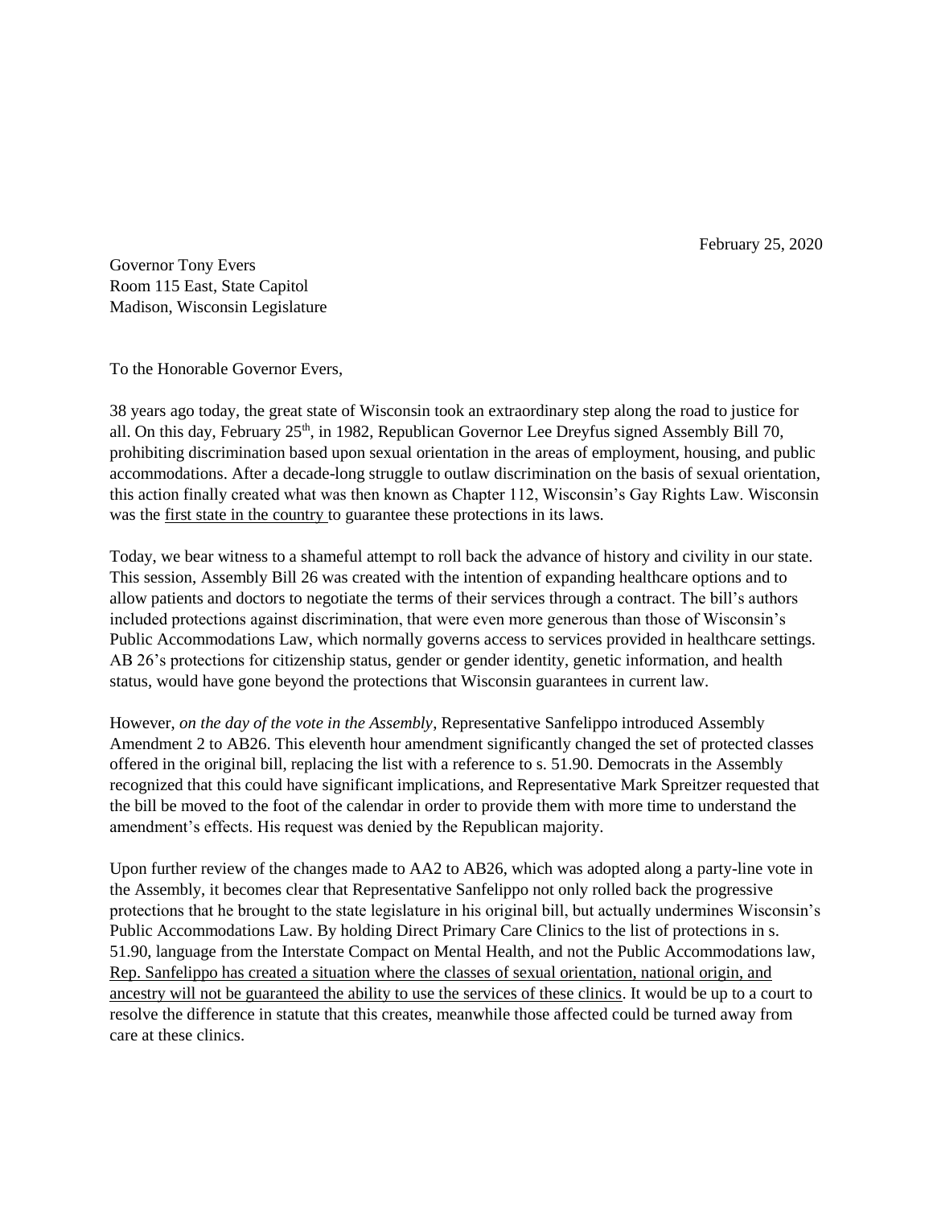February 25, 2020

Governor Tony Evers
Room 115 East, State Capitol
Madison, Wisconsin Legislature

To the Honorable Governor Evers,

38 years ago today, the great state of Wisconsin took an extraordinary step along the road to justice for all. On this day, February 25th, in 1982, Republican Governor Lee Dreyfus signed Assembly Bill 70, prohibiting discrimination based upon sexual orientation in the areas of employment, housing, and public accommodations. After a decade-long struggle to outlaw discrimination on the basis of sexual orientation, this action finally created what was then known as Chapter 112, Wisconsin's Gay Rights Law. Wisconsin was the <u>first state in the country</u> to guarantee these protections in its laws.

Today, we bear witness to a shameful attempt to roll back the advance of history and civility in our state. This session, Assembly Bill 26 was created with the intention of expanding healthcare options and to allow patients and doctors to negotiate the terms of their services through a contract. The bill's authors included protections against discrimination, that were even more generous than those of Wisconsin's Public Accommodations Law, which normally governs access to services provided in healthcare settings. AB 26's protections for citizenship status, gender or gender identity, genetic information, and health status, would have gone beyond the protections that Wisconsin guarantees in current law.

However, *on the day of the vote in the Assembly*, Representative Sanfelippo introduced Assembly Amendment 2 to AB26. This eleventh hour amendment significantly changed the set of protected classes offered in the original bill, replacing the list with a reference to s. 51.90. Democrats in the Assembly recognized that this could have significant implications, and Representative Mark Spreitzer requested that the bill be moved to the foot of the calendar in order to provide them with more time to understand the amendment's effects. His request was denied by the Republican majority.

Upon further review of the changes made to AA2 to AB26, which was adopted along a party-line vote in the Assembly, it becomes clear that Representative Sanfelippo not only rolled back the progressive protections that he brought to the state legislature in his original bill, but actually undermines Wisconsin's Public Accommodations Law. By holding Direct Primary Care Clinics to the list of protections in s. 51.90, language from the Interstate Compact on Mental Health, and not the Public Accommodations law, <u>Rep. Sanfelippo has created a situation where the classes of sexual orientation, national origin, and ancestry will not be guaranteed the ability to use the services of these clinics</u>. It would be up to a court to resolve the difference in statute that this creates, meanwhile those affected could be turned away from care at these clinics.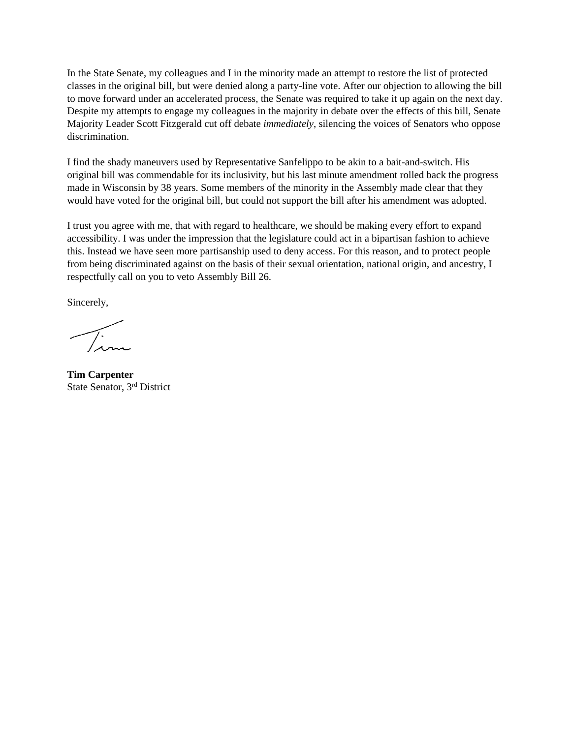In the State Senate, my colleagues and I in the minority made an attempt to restore the list of protected classes in the original bill, but were denied along a party-line vote. After our objection to allowing the bill to move forward under an accelerated process, the Senate was required to take it up again on the next day. Despite my attempts to engage my colleagues in the majority in debate over the effects of this bill, Senate Majority Leader Scott Fitzgerald cut off debate *immediately*, silencing the voices of Senators who oppose discrimination.

I find the shady maneuvers used by Representative Sanfelippo to be akin to a bait-and-switch. His original bill was commendable for its inclusivity, but his last minute amendment rolled back the progress made in Wisconsin by 38 years. Some members of the minority in the Assembly made clear that they would have voted for the original bill, but could not support the bill after his amendment was adopted.

I trust you agree with me, that with regard to healthcare, we should be making every effort to expand accessibility. I was under the impression that the legislature could act in a bipartisan fashion to achieve this. Instead we have seen more partisanship used to deny access. For this reason, and to protect people from being discriminated against on the basis of their sexual orientation, national origin, and ancestry, I respectfully call on you to veto Assembly Bill 26.

Sincerely,

Tim

**Tim Carpenter**
State Senator, 3rd District